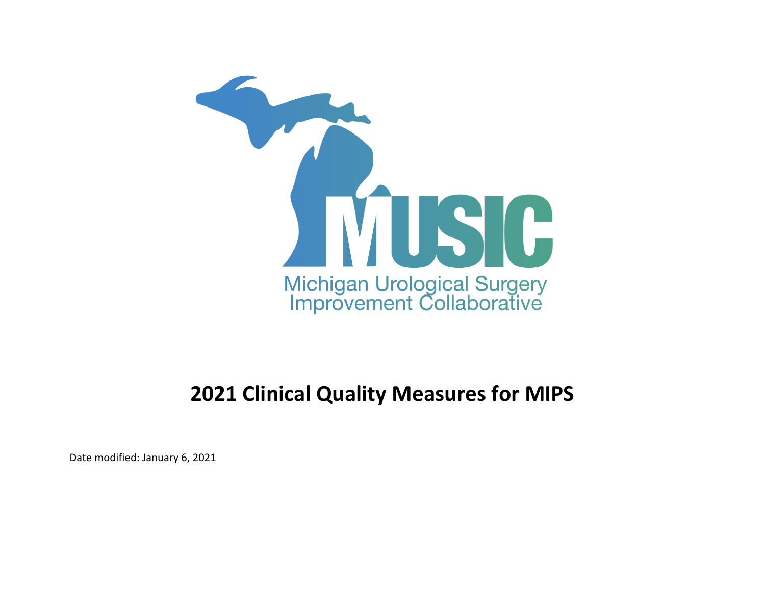MUSIC

Michigan Urological Surgery Improvement Collaborative

# 2021 Clinical Quality Measures for MIPS

Date modified: January 6, 2021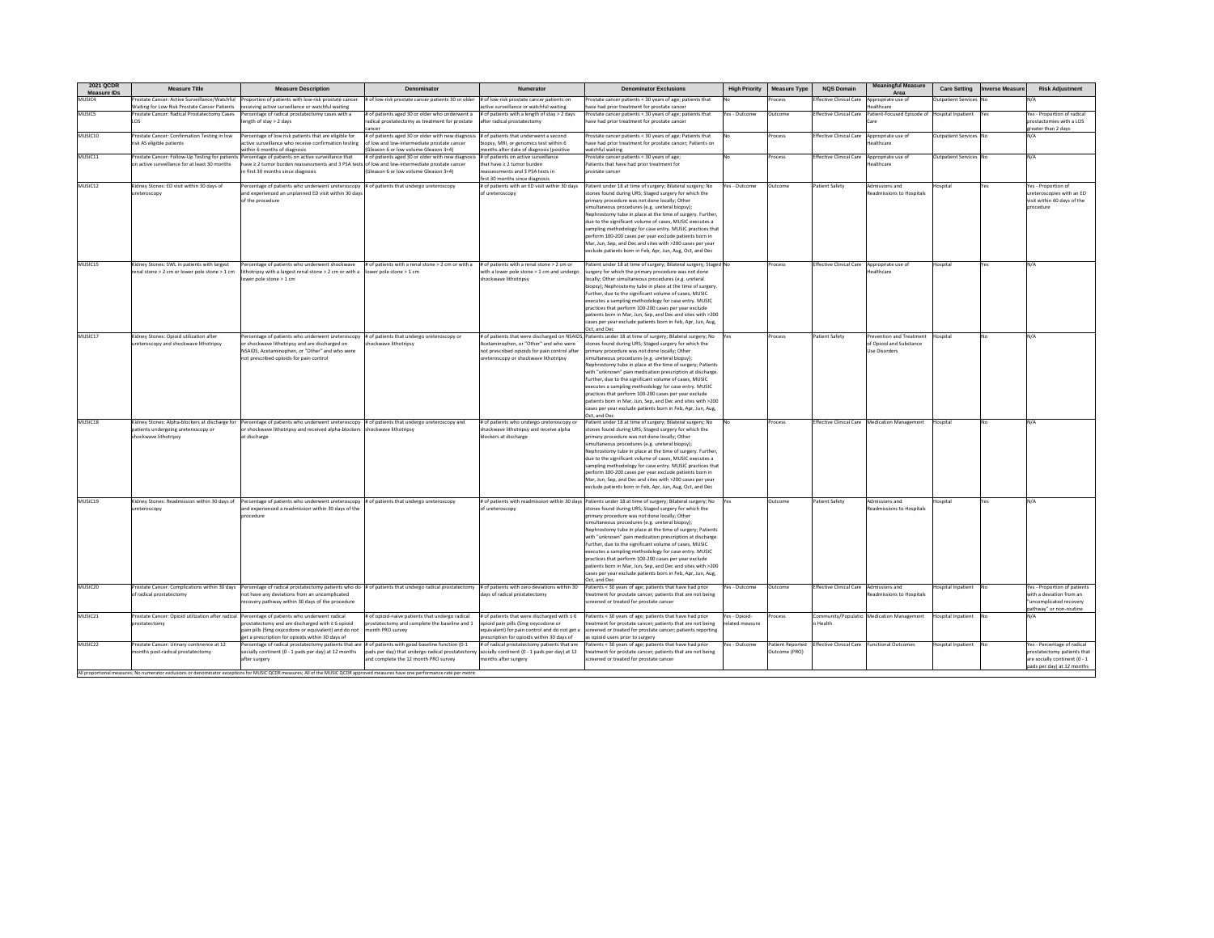| 2021 QCDR Measure IDs | Measure Title | Measure Description | Denominator | Numerator | Denominator Exclusions | High Priority | Measure Type | NQS Domain | Meaningful Measure Area | Care Setting | Inverse Measure | Risk Adjustment |
|---|---|---|---|---|---|---|---|---|---|---|---|---|
| MUSIC4 | Prostate Cancer: Active Surveillance/Watchful Waiting for Low Risk Prostate Cancer Patients | Proportion of patients with low-risk prostate cancer receiving active surveillance or watchful waiting | # of low-risk prostate cancer patients 30 or older | # of low-risk prostate cancer patients on active surveillance or watchful waiting | Prostate cancer patients < 30 years of age; patients that have had prior treatment for prostate cancer | No | Process | Effective Clinical Care | Appropriate use of Healthcare | Outpatient Services | No | N/A |
| MUSIC5 | Prostate Cancer: Radical Prostatectomy Cases LOS | Percentage of radical prostatectomy cases with a length of stay > 2 days | # of patients aged 30 or older who underwent a radical prostatectomy as treatment for prostate cancer | # of patients with a length of stay > 2 days after radical prostatectomy | Prostate cancer patients < 30 years of age; patients that have had prior treatment for prostate cancer | Yes - Outcome | Outcome | Effective Clinical Care | Patient-Focused Episode of Care | Hospital Inpatient | Yes | Yes - Proportion of radical prostatectomies with a LOS greater than 2 days |
| MUSIC10 | Prostate Cancer: Confirmation Testing in low risk AS eligible patients | Percentage of low risk patients that are eligible for active surveillance who receive confirmation testing within 6 months of diagnosis | # of patients aged 30 or older with new diagnosis of low and low-intermediate prostate cancer (Gleason 6 or low volume Gleason 3+4) | # of patients that underwent a second biopsy, MRI, or genomics test within 6 months after date of diagnosis (positive | Prostate cancer patients < 30 years of age; Patients that have had prior treatment for prostate cancer; Patients on watchful waiting | No | Process | Effective Clinical Care | Appropriate use of Healthcare | Outpatient Services | No | N/A |
| MUSIC11 | Prostate Cancer: Follow-Up Testing for patients on active surveillance for at least 30 months | Percentage of patients on active surveillance that have ≥ 2 tumor burden reassessments and 3 PSA tests in first 30 months since diagnosis | # of patients aged 30 or older with new diagnosis of low and low-intermediate prostate cancer (Gleason 6 or low volume Gleason 3+4) | # of patients on active surveillance that have ≥ 2 tumor burden reassessments and 3 PSA tests in first 30 months since diagnosis | Prostate cancer patients < 30 years of age; Patients that have had prior treatment for prostate cancer | No | Process | Effective Clinical Care | Appropriate use of Healthcare | Outpatient Services | No | N/A |
| MUSIC12 | Kidney Stones: ED visit within 30 days of ureteroscopy | Percentage of patients who underwent ureteroscopy and experienced an unplanned ED visit within 30 days of the procedure | # of patients that undergo ureteroscopy | # of patients with an ED visit within 30 days of ureteroscopy | Patient under 18 at time of surgery; Bilateral surgery; No stones found during URS; Staged surgery for which the primary procedure was not done locally; Other simultaneous procedures (e.g. ureteral biopsy); Nephrostomy tube in place at the time of surgery. Further, due to the significant volume of cases, MUSIC executes a sampling methodology for case entry. MUSIC practices that perform 100-200 cases per year exclude patients born in Mar, Jun, Sep, and Dec and sites with >200 cases per year exclude patients born in Feb, Apr, Jun, Aug, Oct, and Dec | Yes - Outcome | Outcome | Patient Safety | Admissions and Readmissions to Hospitals | Hospital | Yes | Yes - Proportion of ureteroscopies with an ED visit within 60 days of the procedure |
| MUSIC15 | Kidney Stones: SWL in patients with largest renal stone > 2 cm or lower pole stone > 1 cm | Percentage of patients who underwent shockwave lithotripsy with a largest renal stone > 2 cm or with a lower pole stone > 1 cm | # of patients with a renal stone > 2 cm or with a lower pole stone > 1 cm | # of patients with a renal stone > 2 cm or with a lower pole stone > 1 cm and undergo shockwave lithotripsy | Patient under 18 at time of surgery; Bilateral surgery; Staged surgery for which the primary procedure was not done locally; Other simultaneous procedures (e.g. ureteral biopsy); Nephrostomy tube in place at the time of surgery. Further, due to the significant volume of cases, MUSIC executes a sampling methodology for case entry. MUSIC practices that perform 100-200 cases per year exclude patients born in Mar, Jun, Sep, and Dec and sites with >200 cases per year exclude patients born in Feb, Apr, Jun, Aug, Oct, and Dec | No | Process | Effective Clinical Care | Appropriate use of Healthcare | Hospital | Yes | N/A |
| MUSIC17 | Kidney Stones: Opioid utilization after ureteroscopy and shockwave lithotripsy | Percentage of patients who underwent ureteroscopy or shockwave lithotripsy and are discharged on NSAIDS, Acetaminophen, or "Other" and who were not prescribed opioids for pain control | # of patients that undergo ureteroscopy or shockwave lithotripsy | # of patients that were discharged on NSAIDS, Acetaminophen, or "Other" and who were not prescribed opioids for pain control after ureteroscopy or shockwave lithotripsy | Patients under 18 at time of surgery; Bilateral surgery; No stones found during URS; Staged surgery for which the primary procedure was not done locally; Other simultaneous procedures (e.g. ureteral biopsy); Nephrostomy tube in place at the time of surgery; Patients with "unknown" pain medication prescription at discharge. Further, due to the significant volume of cases, MUSIC executes a sampling methodology for case entry. MUSIC practices that perform 100-200 cases per year exclude patients born in Mar, Jun, Sep, and Dec and sites with >200 cases per year exclude patients born in Feb, Apr, Jun, Aug, Oct, and Dec | Yes | Process | Patient Safety | Prevention and Treatment of Opioid and Substance Use Disorders | Hospital | No | N/A |
| MUSIC18 | Kidney Stones: Alpha-blockers at discharge for patients undergoing ureteroscopy or shockwave lithotripsy | Percentage of patients who underwent ureteroscopy or shockwave lithotripsy and received alpha-blockers at discharge | # of patients that undergo ureteroscopy and shockwave lithotripsy | # of patients who undergo ureteroscopy or shockwave lithotripsy and receive alpha blockers at discharge | Patient under 18 at time of surgery; Bilateral surgery; No stones found during URS; Staged surgery for which the primary procedure was not done locally; Other simultaneous procedures (e.g. ureteral biopsy); Nephrostomy tube in place at the time of surgery. Further, due to the significant volume of cases, MUSIC executes a sampling methodology for case entry. MUSIC practices that perform 100-200 cases per year exclude patients born in Mar, Jun, Sep, and Dec and sites with >200 cases per year exclude patients born in Feb, Apr, Jun, Aug, Oct, and Dec | No | Process | Effective Clinical Care | Medication Management | Hospital | No | N/A |
| MUSIC19 | Kidney Stones: Readmission within 30 days of ureteroscopy | Percentage of patients who underwent ureteroscopy and experienced a readmission within 30 days of the procedure | # of patients that undergo ureteroscopy | # of patients with readmission within 30 days of ureteroscopy | Patients under 18 at time of surgery; Bilateral surgery; No stones found during URS; Staged surgery for which the primary procedure was not done locally; Other simultaneous procedures (e.g. ureteral biopsy); Nephrostomy tube in place at the time of surgery; Patients with "unknown" pain medication prescription at discharge. Further, due to the significant volume of cases, MUSIC executes a sampling methodology for case entry. MUSIC practices that perform 100-200 cases per year exclude patients born in Mar, Jun, Sep, and Dec and sites with >200 cases per year exclude patients born in Feb, Apr, Jun, Aug, Oct, and Dec | Yes | Outcome | Patient Safety | Admissions and Readmissions to Hospitals | Hospital | Yes | N/A |
| MUSIC20 | Prostate Cancer: Complications within 30 days of radical prostatectomy | Percentage of radical prostatectomy patients who do not have any deviations from an uncomplicated recovery pathway within 30 days of the procedure | # of patients that undergo radical prostatectomy | # of patients with zero deviations within 30 days of radical prostatectomy | Patients < 30 years of age; patients that have had prior treatment for prostate cancer; patients that are not being screened or treated for prostate cancer | Yes - Outcome | Outcome | Effective Clinical Care | Admissions and Readmissions to Hospitals | Hospital Inpatient | No | Yes - Proportion of patients with a deviation from an "uncomplicated recovery pathway" or non-routine |
| MUSIC21 | Prostate Cancer: Opioid utilization after radical prostatectomy | Percentage of patients who underwent radical prostatectomy and are discharged with ≤ 6 opioid pain pills (5mg oxycodone or equivalent) and do not get a prescription for opioids within 30 days of | # of opioid-naive patients that undergo radical prostatectomy and complete the baseline and 1 month PRO survey | # of patients that are discharged with ≤ 6 opioid pain pills (5mg oxycodone or equivalent) for pain control and do not get a prescription for opioids within 30 days of | Patients < 30 years of age; patients that have had prior treatment for prostate cancer; patients that are not being screened or treated for prostate cancer; patients reporting as opioid users prior to surgery | Yes - Opioid-related measure | Process | Community/Population Health | Medication Management | Hospital Inpatient | No | N/A |
| MUSIC22 | Prostate Cancer: Urinary continence at 12 months post-radical prostatectomy | Percentage of radical prostatectomy patients that are socially continent (0 - 1 pads per day) at 12 months after surgery | # of patients with good baseline function (0-1 pads per day) that undergo radical prostatectomy and complete the 12 month PRO survey | # of radical prostatectomy patients that are socially continent (0 - 1 pads per day) at 12 months after surgery | Patients < 30 years of age; patients that have had prior treatment for prostate cancer; patients that are not being screened or treated for prostate cancer | Yes - Outcome | Patient Reported Outcome (PRO) | Effective Clinical Care | Functional Outcomes | Hospital Inpatient | No | Yes - Percentage of radical prostatectomy patients that are socially continent (0 - 1 pads per day) at 12 months |

All proportional measures; No numerator exclusions or denominator exceptions for MUSIC QCDR measures; All of the MUSIC QCDR approved measures have one performance rate per metric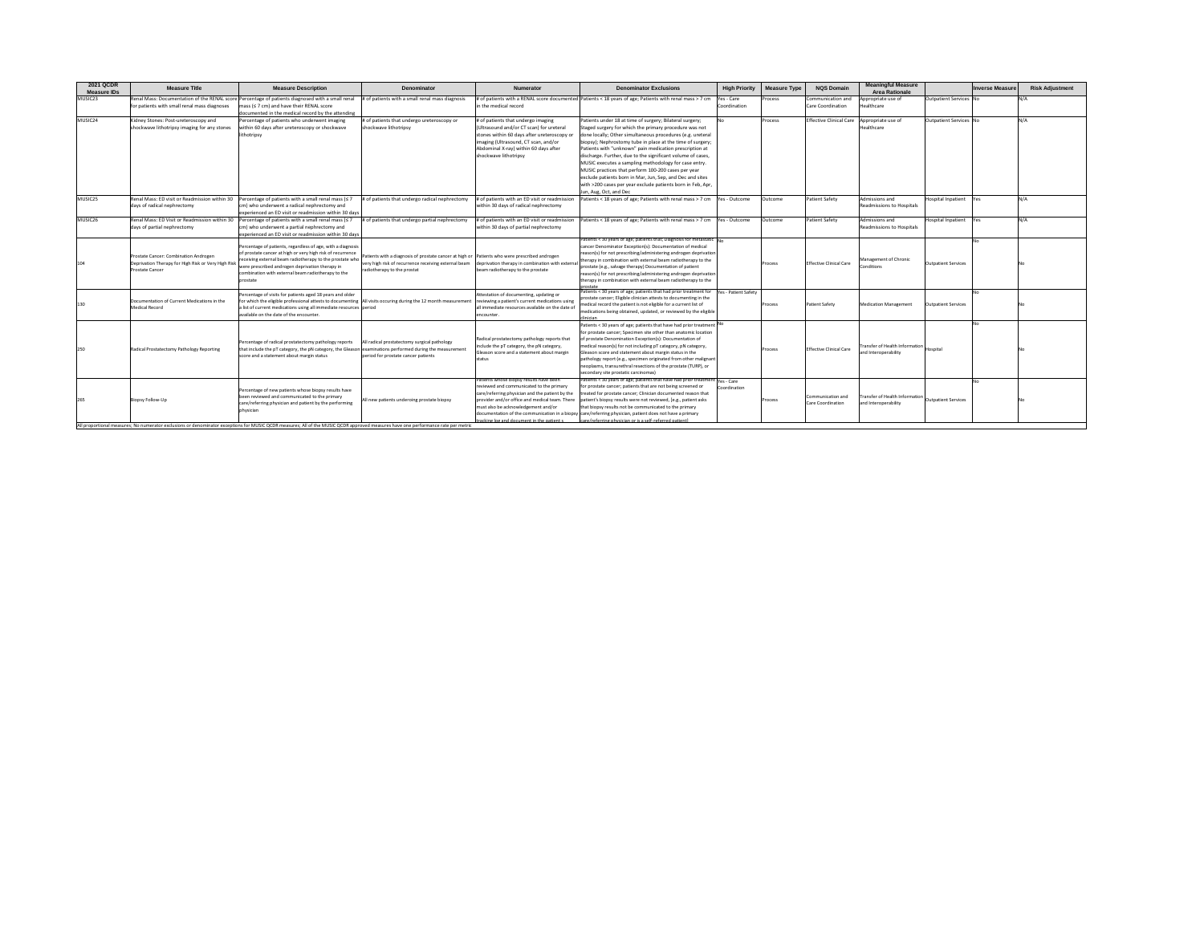| 2021 QCDR Measure IDs | Measure Title | Measure Description | Denominator | Numerator | Denominator Exclusions | High Priority | Measure Type | NQS Domain | Meaningful Measure Area Rationale | | Inverse Measure | Risk Adjustment |
|---|---|---|---|---|---|---|---|---|---|---|---|---|
| MUSIC23 | Renal Mass: Documentation of the RENAL score for patients with small renal mass diagnoses | Percentage of patients diagnosed with a small renal mass (≤ 7 cm) and have their RENAL score documented in the medical record by the attending | # of patients with a small renal mass diagnosis | # of patients with a RENAL score documented in the medical record | Patients < 18 years of age; Patients with renal mass > 7 cm | Yes - Care Coordination | Process | Communication and Care Coordination | Appropriate use of Healthcare | Outpatient Services | No | N/A |
| MUSIC24 | Kidney Stones: Post-ureteroscopy and shockwave lithotripsy imaging for any stones | Percentage of patients who underwent imaging within 60 days after ureteroscopy or shockwave lithotripsy | # of patients that undergo ureteroscopy or shockwave lithotripsy | # of patients that undergo imaging (Ultrasound and/or CT scan) for ureteral stones within 60 days after ureteroscopy or imaging (Ultrasound, CT scan, and/or Abdominal X-ray) within 60 days after shockwave lithotripsy | Patients under 18 at time of surgery; Bilateral surgery; Staged surgery for which the primary procedure was not done locally; Other simultaneous procedures (e.g. ureteral biopsy); Nephrostomy tube in place at the time of surgery; Patients with "unknown" pain medication prescription at discharge. Further, due to the significant volume of cases, MUSIC executes a sampling methodology for case entry. MUSIC practices that perform 100-200 cases per year exclude patients born in Mar, Jun, Sep, and Dec and sites with >200 cases per year exclude patients born in Feb, Apr, Jun, Aug, Oct, and Dec | No | Process | Effective Clinical Care | Appropriate use of Healthcare | Outpatient Services | No | N/A |
| MUSIC25 | Renal Mass: ED visit or Readmission within 30 days of radical nephrectomy | Percentage of patients with a small renal mass (≤ 7 cm) who underwent a radical nephrectomy and experienced an ED visit or readmission within 30 days | # of patients that undergo radical nephrectomy | # of patients with an ED visit or readmission within 30 days of radical nephrectomy | Patients < 18 years of age; Patients with renal mass > 7 cm | Yes - Outcome | Outcome | Patient Safety | Admissions and Readmissions to Hospitals | Hospital Inpatient | Yes | N/A |
| MUSIC26 | Renal Mass: ED Visit or Readmission within 30 days of partial nephrectomy | Percentage of patients with a small renal mass (≤ 7 cm) who underwent a partial nephrectomy and experienced an ED visit or readmission within 30 days | # of patients that undergo partial nephrectomy | # of patients with an ED visit or readmission within 30 days of partial nephrectomy | Patients < 18 years of age; Patients with renal mass > 7 cm | Yes - Outcome | Outcome | Patient Safety | Admissions and Readmissions to Hospitals | Hospital Inpatient | Yes | N/A |
| 104 | Prostate Cancer: Combination Androgen Deprivation Therapy for High Risk or Very High Risk Prostate Cancer | Percentage of patients, regardless of age, with a diagnosis of prostate cancer at high or very high risk of recurrence receiving external beam radiotherapy to the prostate who were prescribed androgen deprivation therapy in combination with external beam radiotherapy to the prostate | Patients with a diagnosis of prostate cancer at high or very high risk of recurrence receiving external beam radiotherapy to the prostat | Patients who were prescribed androgen deprivation therapy in combination with external beam radiotherapy to the prostate | Patients < 30 years of age; patients that; Diagnosis for metastatic cancer Denominator Exception(s): Documentation of medical reason(s) for not prescribing/administering androgen deprivation therapy in combination with external beam radiotherapy to the prostate (e.g., salvage therapy) Documentation of patient reason(s) for not prescribing/administering androgen deprivation therapy in combination with external beam radiotherapy to the prostate | No | Process | Effective Clinical Care | Management of Chronic Conditions | Outpatient Services | No | No |
| 130 | Documentation of Current Medications in the Medical Record | Percentage of visits for patients aged 18 years and older for which the eligible professional attests to documenting a list of current medications using all immediate resources available on the date of the encounter. | All visits occuring during the 12 month measurement period | Attestation of documenting, updating or reviewing a patient's current medications using all immediate resources available on the date of encounter. | Patients < 30 years of age; patients that had prior treatment for prostate cancer; Eligible clinician attests to documenting in the medical record the patient is not eligible for a current list of medications being obtained, updated, or reviewed by the eligible clinician | Yes - Patient Safety | Process | Patient Safety | Medication Management | Outpatient Services | No | No |
| 250 | Radical Prostatectomy Pathology Reporting | Percentage of radical prostatectomy pathology reports that include the pT category, the pN category, the Gleason score and a statement about margin status | All radical prostatectomy surgical pathology examinations performed during the measurement period for prostate cancer patients | Radical prostatectomy pathology reports that include the pT category, the pN category, Gleason score and a statement about margin status | Patients < 30 years of age; patients that have had prior treatment for prostate cancer; Specimen site other than anatomic location of prostate Denomination Exception(s): Documentation of medical reason(s) for not including pT category, pN category, Gleason score and statement about margin status in the pathology report (e.g., specimen originated from other malignant neoplasms, transurethral resections of the prostate (TURP), or secondary site prostatic carcinomas) | No | Process | Effective Clinical Care | Transfer of Health Information and Interoperability | Hospital | No | No |
| 265 | Biopsy Follow-Up | Percentage of new patients whose biopsy results have been reviewed and communicated to the primary care/referring physician and patient by the performing physician | All new patients underoing prostate biopsy | Patients whose biopsy results have been reviewed and communicated to the primary care/referring physician and the patient by the provider and/or office and medical team. There must also be acknowledgement and/or documentation of the communication in a biopsy tracking log and document in the patient s | Patients < 30 years of age; patients that have had prior treatment for prostate cancer; patients that are not being screened or treated for prostate cancer; Clinician documented reason that patient's biopsy results were not reviewed, [e.g., patient asks that biopsy results not be communicated to the primary care/referring physician, patient does not have a primary care/referring physician or is a self-referred patient] | Yes - Care Coordination | Process | Communication and Care Coordination | Transfer of Health Information and Interoperability | Outpatient Services | No | No |

All proportional measures; No numerator exclusions or denominator exceptions for MUSIC QCDR measures; All of the MUSIC QCDR approved measures have one performance rate per metric